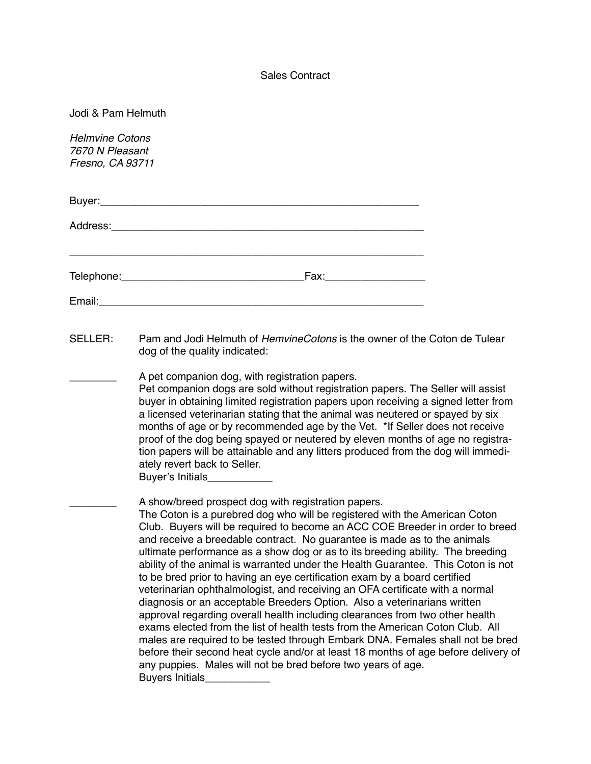# Sales Contract

Jodi & Pam Helmuth

*Helmvine Cotons*
*7670 N Pleasant*
*Fresno, CA 93711*

Buyer:_______________________________________________________

Address:_____________________________________________________

_____________________________________________________________

Telephone:_____________________________Fax:________________

Email:_______________________________________________________

SELLER: Pam and Jodi Helmuth of *HemvineCotons* is the owner of the Coton de Tulear dog of the quality indicated:

________ A pet companion dog, with registration papers.
Pet companion dogs are sold without registration papers. The Seller will assist buyer in obtaining limited registration papers upon receiving a signed letter from a licensed veterinarian stating that the animal was neutered or spayed by six months of age or by recommended age by the Vet. *If Seller does not receive proof of the dog being spayed or neutered by eleven months of age no registration papers will be attainable and any litters produced from the dog will immediately revert back to Seller.
Buyer's Initials___________

________ A show/breed prospect dog with registration papers.
The Coton is a purebred dog who will be registered with the American Coton Club. Buyers will be required to become an ACC COE Breeder in order to breed and receive a breedable contract. No guarantee is made as to the animals ultimate performance as a show dog or as to its breeding ability. The breeding ability of the animal is warranted under the Health Guarantee. This Coton is not to be bred prior to having an eye certification exam by a board certified veterinarian ophthalmologist, and receiving an OFA certificate with a normal diagnosis or an acceptable Breeders Option. Also a veterinarians written approval regarding overall health including clearances from two other health exams elected from the list of health tests from the American Coton Club. All males are required to be tested through Embark DNA. Females shall not be bred before their second heat cycle and/or at least 18 months of age before delivery of any puppies. Males will not be bred before two years of age.
Buyers Initials___________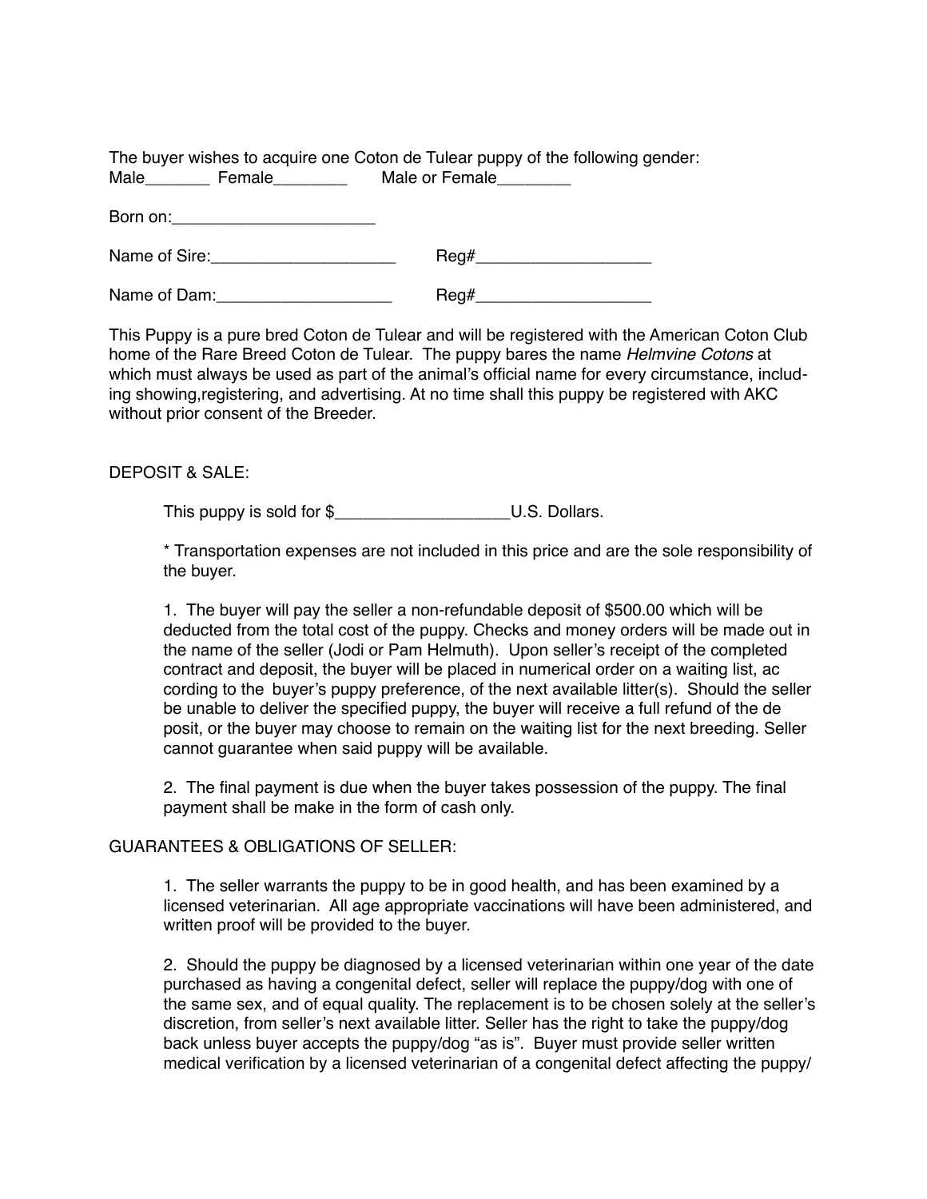The buyer wishes to acquire one Coton de Tulear puppy of the following gender:
Male_______ Female________ Male or Female________

Born on:______________________

Name of Sire:____________________ Reg#___________________

Name of Dam:___________________ Reg#___________________

This Puppy is a pure bred Coton de Tulear and will be registered with the American Coton Club home of the Rare Breed Coton de Tulear. The puppy bares the name *Helmvine Cotons* at which must always be used as part of the animal's official name for every circumstance, including showing,registering, and advertising. At no time shall this puppy be registered with AKC without prior consent of the Breeder.

DEPOSIT & SALE:

This puppy is sold for $___________________U.S. Dollars.

* Transportation expenses are not included in this price and are the sole responsibility of the buyer.

1. The buyer will pay the seller a non-refundable deposit of $500.00 which will be deducted from the total cost of the puppy. Checks and money orders will be made out in the name of the seller (Jodi or Pam Helmuth). Upon seller's receipt of the completed contract and deposit, the buyer will be placed in numerical order on a waiting list, ac cording to the buyer's puppy preference, of the next available litter(s). Should the seller be unable to deliver the specified puppy, the buyer will receive a full refund of the de posit, or the buyer may choose to remain on the waiting list for the next breeding. Seller cannot guarantee when said puppy will be available.

2. The final payment is due when the buyer takes possession of the puppy. The final payment shall be make in the form of cash only.

GUARANTEES & OBLIGATIONS OF SELLER:

1. The seller warrants the puppy to be in good health, and has been examined by a licensed veterinarian. All age appropriate vaccinations will have been administered, and written proof will be provided to the buyer.

2. Should the puppy be diagnosed by a licensed veterinarian within one year of the date purchased as having a congenital defect, seller will replace the puppy/dog with one of the same sex, and of equal quality. The replacement is to be chosen solely at the seller's discretion, from seller's next available litter. Seller has the right to take the puppy/dog back unless buyer accepts the puppy/dog "as is". Buyer must provide seller written medical verification by a licensed veterinarian of a congenital defect affecting the puppy/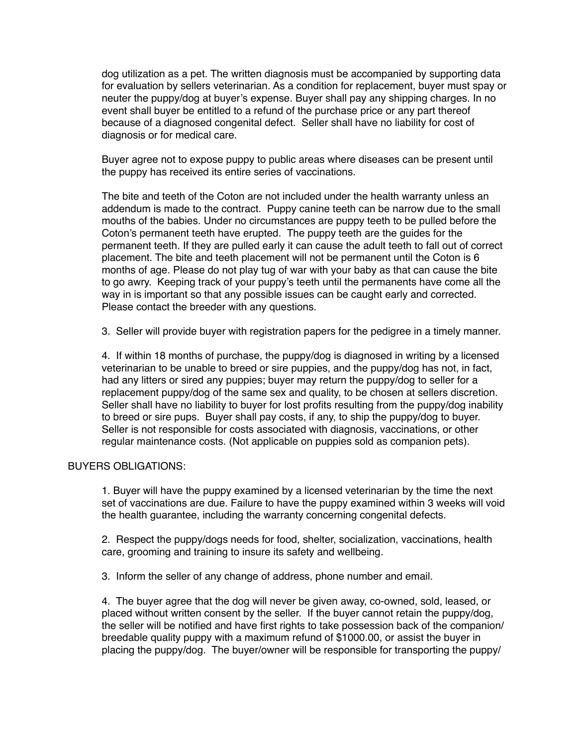dog utilization as a pet. The written diagnosis must be accompanied by supporting data for evaluation by sellers veterinarian. As a condition for replacement, buyer must spay or neuter the puppy/dog at buyer's expense. Buyer shall pay any shipping charges. In no event shall buyer be entitled to a refund of the purchase price or any part thereof because of a diagnosed congenital defect. Seller shall have no liability for cost of diagnosis or for medical care.

Buyer agree not to expose puppy to public areas where diseases can be present until the puppy has received its entire series of vaccinations.

The bite and teeth of the Coton are not included under the health warranty unless an addendum is made to the contract. Puppy canine teeth can be narrow due to the small mouths of the babies. Under no circumstances are puppy teeth to be pulled before the Coton's permanent teeth have erupted. The puppy teeth are the guides for the permanent teeth. If they are pulled early it can cause the adult teeth to fall out of correct placement. The bite and teeth placement will not be permanent until the Coton is 6 months of age. Please do not play tug of war with your baby as that can cause the bite to go awry. Keeping track of your puppy's teeth until the permanents have come all the way in is important so that any possible issues can be caught early and corrected. Please contact the breeder with any questions.

3. Seller will provide buyer with registration papers for the pedigree in a timely manner.

4. If within 18 months of purchase, the puppy/dog is diagnosed in writing by a licensed veterinarian to be unable to breed or sire puppies, and the puppy/dog has not, in fact, had any litters or sired any puppies; buyer may return the puppy/dog to seller for a replacement puppy/dog of the same sex and quality, to be chosen at sellers discretion. Seller shall have no liability to buyer for lost profits resulting from the puppy/dog inability to breed or sire pups. Buyer shall pay costs, if any, to ship the puppy/dog to buyer. Seller is not responsible for costs associated with diagnosis, vaccinations, or other regular maintenance costs. (Not applicable on puppies sold as companion pets).

BUYERS OBLIGATIONS:

1. Buyer will have the puppy examined by a licensed veterinarian by the time the next set of vaccinations are due. Failure to have the puppy examined within 3 weeks will void the health guarantee, including the warranty concerning congenital defects.

2. Respect the puppy/dogs needs for food, shelter, socialization, vaccinations, health care, grooming and training to insure its safety and wellbeing.

3. Inform the seller of any change of address, phone number and email.

4. The buyer agree that the dog will never be given away, co-owned, sold, leased, or placed without written consent by the seller. If the buyer cannot retain the puppy/dog, the seller will be notified and have first rights to take possession back of the companion/ breedable quality puppy with a maximum refund of $1000.00, or assist the buyer in placing the puppy/dog. The buyer/owner will be responsible for transporting the puppy/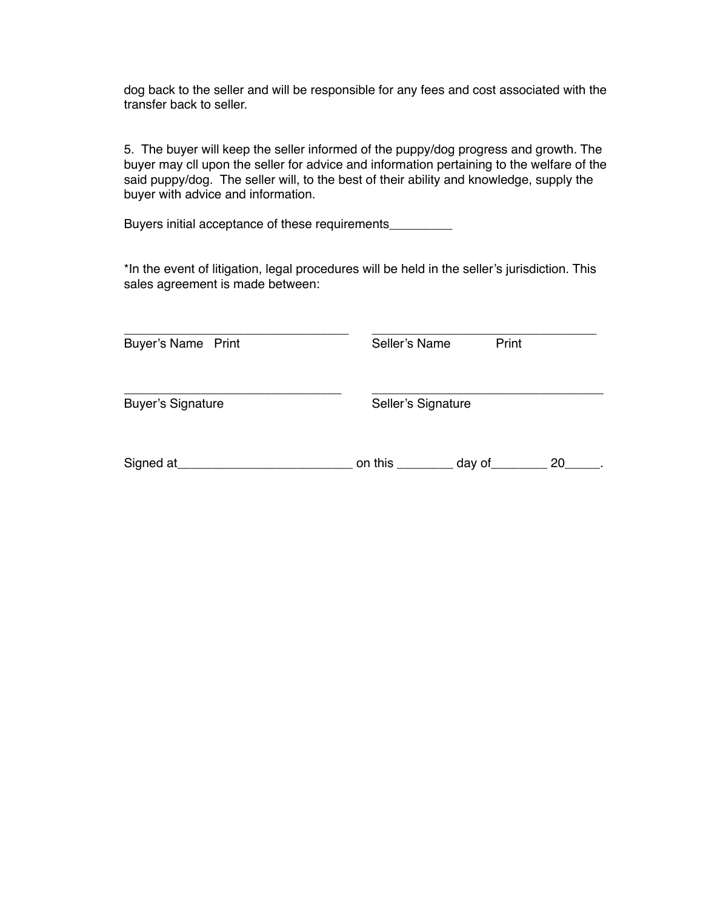dog back to the seller and will be responsible for any fees and cost associated with the transfer back to seller.

5. The buyer will keep the seller informed of the puppy/dog progress and growth. The buyer may cll upon the seller for advice and information pertaining to the welfare of the said puppy/dog. The seller will, to the best of their ability and knowledge, supply the buyer with advice and information.

Buyers initial acceptance of these requirements_________

*In the event of litigation, legal procedures will be held in the seller's jurisdiction. This sales agreement is made between:

_________________________________ _________________________________
Buyer's Name Print Seller's Name Print

_________________________________ _________________________________
Buyer's Signature Seller's Signature

Signed at________________________ on this ________ day of________ 20_____.